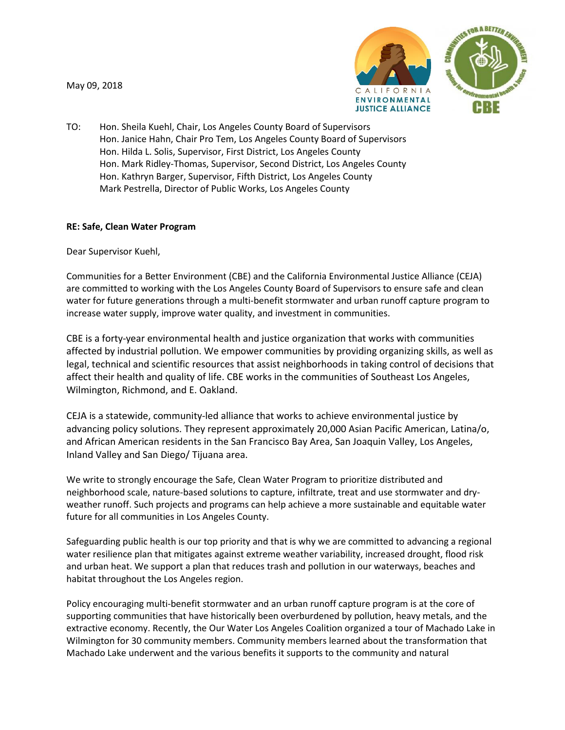May 09, 2018

CALIFORNIA ENVIRONMENTAL JUSTICE ALLIANCE

COMMUNITIES FOR A BETTER ENVIRONMENT — fighting for environmental health & justice — CBE

TO: Hon. Sheila Kuehl, Chair, Los Angeles County Board of Supervisors
Hon. Janice Hahn, Chair Pro Tem, Los Angeles County Board of Supervisors
Hon. Hilda L. Solis, Supervisor, First District, Los Angeles County
Hon. Mark Ridley-Thomas, Supervisor, Second District, Los Angeles County
Hon. Kathryn Barger, Supervisor, Fifth District, Los Angeles County
Mark Pestrella, Director of Public Works, Los Angeles County

**RE: Safe, Clean Water Program**

Dear Supervisor Kuehl,

Communities for a Better Environment (CBE) and the California Environmental Justice Alliance (CEJA) are committed to working with the Los Angeles County Board of Supervisors to ensure safe and clean water for future generations through a multi-benefit stormwater and urban runoff capture program to increase water supply, improve water quality, and investment in communities.

CBE is a forty-year environmental health and justice organization that works with communities affected by industrial pollution. We empower communities by providing organizing skills, as well as legal, technical and scientific resources that assist neighborhoods in taking control of decisions that affect their health and quality of life. CBE works in the communities of Southeast Los Angeles, Wilmington, Richmond, and E. Oakland.

CEJA is a statewide, community-led alliance that works to achieve environmental justice by advancing policy solutions. They represent approximately 20,000 Asian Pacific American, Latina/o, and African American residents in the San Francisco Bay Area, San Joaquin Valley, Los Angeles, Inland Valley and San Diego/ Tijuana area.

We write to strongly encourage the Safe, Clean Water Program to prioritize distributed and neighborhood scale, nature-based solutions to capture, infiltrate, treat and use stormwater and dry-weather runoff. Such projects and programs can help achieve a more sustainable and equitable water future for all communities in Los Angeles County.

Safeguarding public health is our top priority and that is why we are committed to advancing a regional water resilience plan that mitigates against extreme weather variability, increased drought, flood risk and urban heat. We support a plan that reduces trash and pollution in our waterways, beaches and habitat throughout the Los Angeles region.

Policy encouraging multi-benefit stormwater and an urban runoff capture program is at the core of supporting communities that have historically been overburdened by pollution, heavy metals, and the extractive economy. Recently, the Our Water Los Angeles Coalition organized a tour of Machado Lake in Wilmington for 30 community members. Community members learned about the transformation that Machado Lake underwent and the various benefits it supports to the community and natural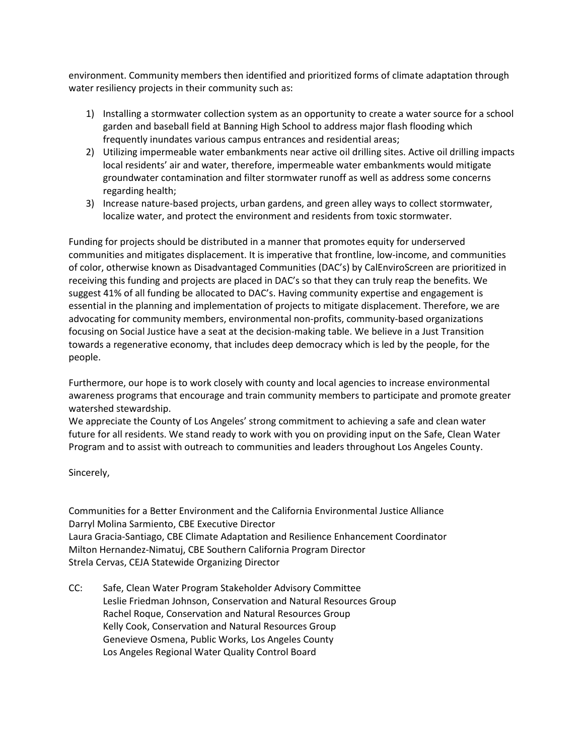environment. Community members then identified and prioritized forms of climate adaptation through water resiliency projects in their community such as:

1) Installing a stormwater collection system as an opportunity to create a water source for a school garden and baseball field at Banning High School to address major flash flooding which frequently inundates various campus entrances and residential areas;
2) Utilizing impermeable water embankments near active oil drilling sites. Active oil drilling impacts local residents' air and water, therefore, impermeable water embankments would mitigate groundwater contamination and filter stormwater runoff as well as address some concerns regarding health;
3) Increase nature-based projects, urban gardens, and green alley ways to collect stormwater, localize water, and protect the environment and residents from toxic stormwater.

Funding for projects should be distributed in a manner that promotes equity for underserved communities and mitigates displacement. It is imperative that frontline, low-income, and communities of color, otherwise known as Disadvantaged Communities (DAC's) by CalEnviroScreen are prioritized in receiving this funding and projects are placed in DAC's so that they can truly reap the benefits. We suggest 41% of all funding be allocated to DAC's. Having community expertise and engagement is essential in the planning and implementation of projects to mitigate displacement. Therefore, we are advocating for community members, environmental non-profits, community-based organizations focusing on Social Justice have a seat at the decision-making table. We believe in a Just Transition towards a regenerative economy, that includes deep democracy which is led by the people, for the people.

Furthermore, our hope is to work closely with county and local agencies to increase environmental awareness programs that encourage and train community members to participate and promote greater watershed stewardship.

We appreciate the County of Los Angeles' strong commitment to achieving a safe and clean water future for all residents. We stand ready to work with you on providing input on the Safe, Clean Water Program and to assist with outreach to communities and leaders throughout Los Angeles County.

Sincerely,

Communities for a Better Environment and the California Environmental Justice Alliance
Darryl Molina Sarmiento, CBE Executive Director
Laura Gracia-Santiago, CBE Climate Adaptation and Resilience Enhancement Coordinator
Milton Hernandez-Nimatuj, CBE Southern California Program Director
Strela Cervas, CEJA Statewide Organizing Director

CC: Safe, Clean Water Program Stakeholder Advisory Committee
Leslie Friedman Johnson, Conservation and Natural Resources Group
Rachel Roque, Conservation and Natural Resources Group
Kelly Cook, Conservation and Natural Resources Group
Genevieve Osmena, Public Works, Los Angeles County
Los Angeles Regional Water Quality Control Board